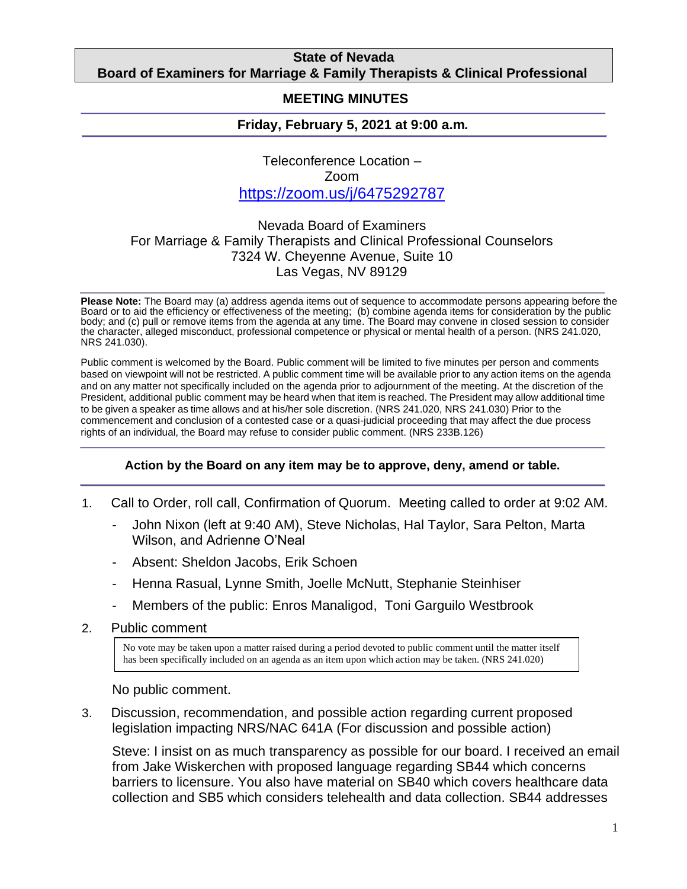**State of Nevada**
**Board of Examiners for Marriage & Family Therapists & Clinical Professional**

## MEETING MINUTES

**Friday, February 5, 2021 at 9:00 a.m.**

Teleconference Location –
Zoom
https://zoom.us/j/6475292787

Nevada Board of Examiners
For Marriage & Family Therapists and Clinical Professional Counselors
7324 W. Cheyenne Avenue, Suite 10
Las Vegas, NV 89129

**Please Note:** The Board may (a) address agenda items out of sequence to accommodate persons appearing before the Board or to aid the efficiency or effectiveness of the meeting; (b) combine agenda items for consideration by the public body; and (c) pull or remove items from the agenda at any time. The Board may convene in closed session to consider the character, alleged misconduct, professional competence or physical or mental health of a person. (NRS 241.020, NRS 241.030).

Public comment is welcomed by the Board. Public comment will be limited to five minutes per person and comments based on viewpoint will not be restricted. A public comment time will be available prior to any action items on the agenda and on any matter not specifically included on the agenda prior to adjournment of the meeting. At the discretion of the President, additional public comment may be heard when that item is reached. The President may allow additional time to be given a speaker as time allows and at his/her sole discretion. (NRS 241.020, NRS 241.030) Prior to the commencement and conclusion of a contested case or a quasi-judicial proceeding that may affect the due process rights of an individual, the Board may refuse to consider public comment. (NRS 233B.126)

**Action by the Board on any item may be to approve, deny, amend or table.**

1. Call to Order, roll call, Confirmation of Quorum. Meeting called to order at 9:02 AM.
   - John Nixon (left at 9:40 AM), Steve Nicholas, Hal Taylor, Sara Pelton, Marta Wilson, and Adrienne O'Neal
   - Absent: Sheldon Jacobs, Erik Schoen
   - Henna Rasual, Lynne Smith, Joelle McNutt, Stephanie Steinhiser
   - Members of the public: Enros Managligod, Toni Garguilo Westbrook

2. Public comment

   > No vote may be taken upon a matter raised during a period devoted to public comment until the matter itself has been specifically included on an agenda as an item upon which action may be taken. (NRS 241.020)

   No public comment.

3. Discussion, recommendation, and possible action regarding current proposed legislation impacting NRS/NAC 641A (For discussion and possible action)

   Steve: I insist on as much transparency as possible for our board. I received an email from Jake Wiskerchen with proposed language regarding SB44 which concerns barriers to licensure. You also have material on SB40 which covers healthcare data collection and SB5 which considers telehealth and data collection. SB44 addresses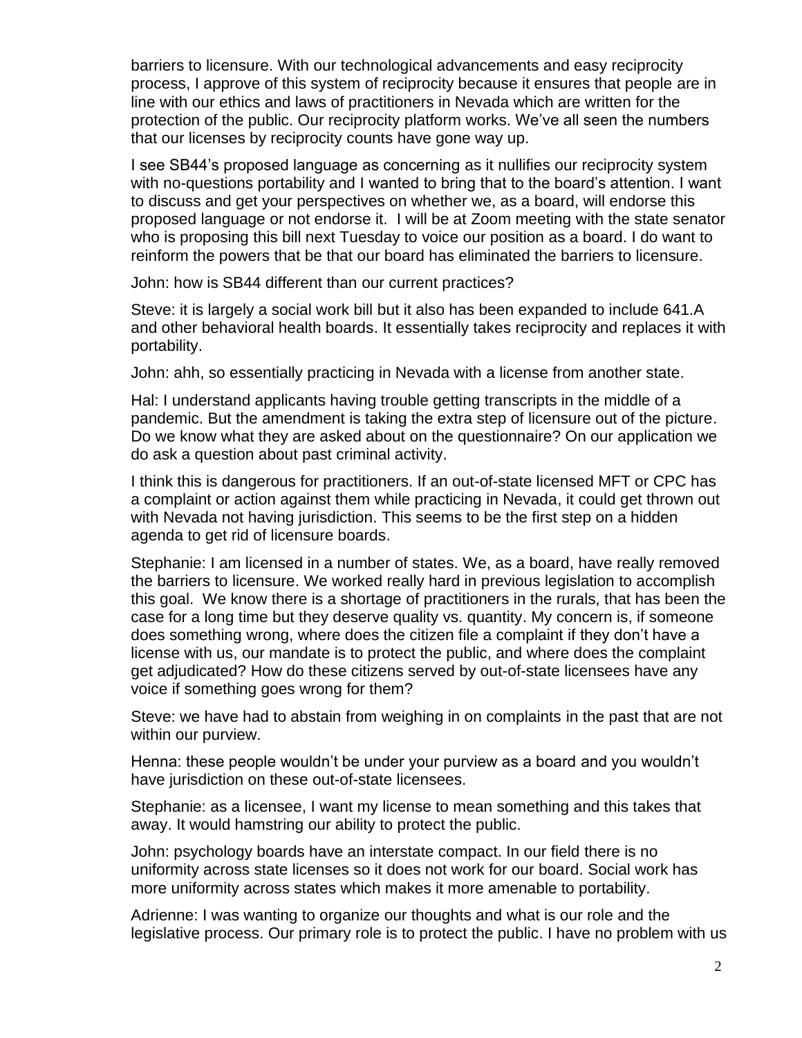barriers to licensure. With our technological advancements and easy reciprocity process, I approve of this system of reciprocity because it ensures that people are in line with our ethics and laws of practitioners in Nevada which are written for the protection of the public. Our reciprocity platform works. We've all seen the numbers that our licenses by reciprocity counts have gone way up.

I see SB44's proposed language as concerning as it nullifies our reciprocity system with no-questions portability and I wanted to bring that to the board's attention. I want to discuss and get your perspectives on whether we, as a board, will endorse this proposed language or not endorse it. I will be at Zoom meeting with the state senator who is proposing this bill next Tuesday to voice our position as a board. I do want to reinform the powers that be that our board has eliminated the barriers to licensure.

John: how is SB44 different than our current practices?

Steve: it is largely a social work bill but it also has been expanded to include 641.A and other behavioral health boards. It essentially takes reciprocity and replaces it with portability.

John: ahh, so essentially practicing in Nevada with a license from another state.

Hal: I understand applicants having trouble getting transcripts in the middle of a pandemic. But the amendment is taking the extra step of licensure out of the picture. Do we know what they are asked about on the questionnaire? On our application we do ask a question about past criminal activity.

I think this is dangerous for practitioners. If an out-of-state licensed MFT or CPC has a complaint or action against them while practicing in Nevada, it could get thrown out with Nevada not having jurisdiction. This seems to be the first step on a hidden agenda to get rid of licensure boards.

Stephanie: I am licensed in a number of states. We, as a board, have really removed the barriers to licensure. We worked really hard in previous legislation to accomplish this goal. We know there is a shortage of practitioners in the rurals, that has been the case for a long time but they deserve quality vs. quantity. My concern is, if someone does something wrong, where does the citizen file a complaint if they don't have a license with us, our mandate is to protect the public, and where does the complaint get adjudicated? How do these citizens served by out-of-state licensees have any voice if something goes wrong for them?

Steve: we have had to abstain from weighing in on complaints in the past that are not within our purview.

Henna: these people wouldn't be under your purview as a board and you wouldn't have jurisdiction on these out-of-state licensees.

Stephanie: as a licensee, I want my license to mean something and this takes that away. It would hamstring our ability to protect the public.

John: psychology boards have an interstate compact. In our field there is no uniformity across state licenses so it does not work for our board. Social work has more uniformity across states which makes it more amenable to portability.

Adrienne: I was wanting to organize our thoughts and what is our role and the legislative process. Our primary role is to protect the public. I have no problem with us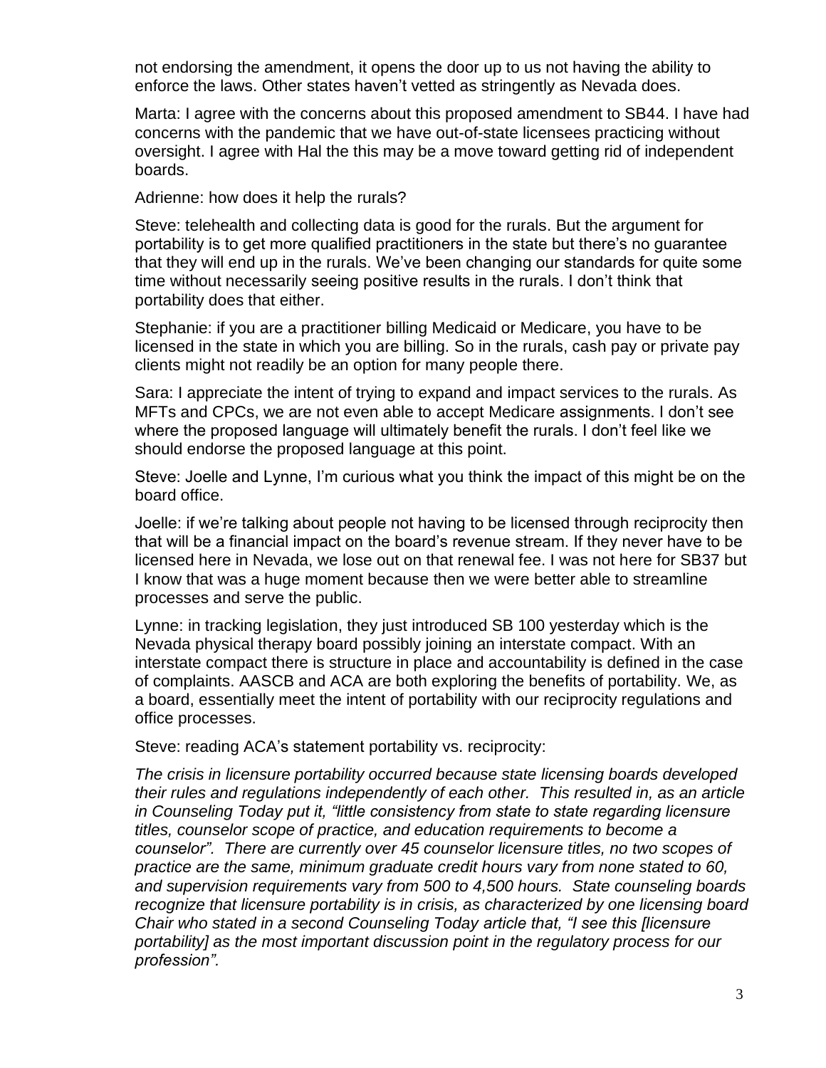not endorsing the amendment, it opens the door up to us not having the ability to enforce the laws. Other states haven't vetted as stringently as Nevada does.

Marta: I agree with the concerns about this proposed amendment to SB44. I have had concerns with the pandemic that we have out-of-state licensees practicing without oversight. I agree with Hal the this may be a move toward getting rid of independent boards.

Adrienne: how does it help the rurals?

Steve: telehealth and collecting data is good for the rurals. But the argument for portability is to get more qualified practitioners in the state but there's no guarantee that they will end up in the rurals. We've been changing our standards for quite some time without necessarily seeing positive results in the rurals. I don't think that portability does that either.

Stephanie: if you are a practitioner billing Medicaid or Medicare, you have to be licensed in the state in which you are billing. So in the rurals, cash pay or private pay clients might not readily be an option for many people there.

Sara: I appreciate the intent of trying to expand and impact services to the rurals. As MFTs and CPCs, we are not even able to accept Medicare assignments. I don't see where the proposed language will ultimately benefit the rurals. I don't feel like we should endorse the proposed language at this point.

Steve: Joelle and Lynne, I'm curious what you think the impact of this might be on the board office.

Joelle: if we're talking about people not having to be licensed through reciprocity then that will be a financial impact on the board's revenue stream. If they never have to be licensed here in Nevada, we lose out on that renewal fee. I was not here for SB37 but I know that was a huge moment because then we were better able to streamline processes and serve the public.

Lynne: in tracking legislation, they just introduced SB 100 yesterday which is the Nevada physical therapy board possibly joining an interstate compact. With an interstate compact there is structure in place and accountability is defined in the case of complaints. AASCB and ACA are both exploring the benefits of portability. We, as a board, essentially meet the intent of portability with our reciprocity regulations and office processes.

Steve: reading ACA's statement portability vs. reciprocity:

*The crisis in licensure portability occurred because state licensing boards developed their rules and regulations independently of each other. This resulted in, as an article in Counseling Today put it, "little consistency from state to state regarding licensure titles, counselor scope of practice, and education requirements to become a counselor". There are currently over 45 counselor licensure titles, no two scopes of practice are the same, minimum graduate credit hours vary from none stated to 60, and supervision requirements vary from 500 to 4,500 hours. State counseling boards recognize that licensure portability is in crisis, as characterized by one licensing board Chair who stated in a second Counseling Today article that, "I see this [licensure portability] as the most important discussion point in the regulatory process for our profession".*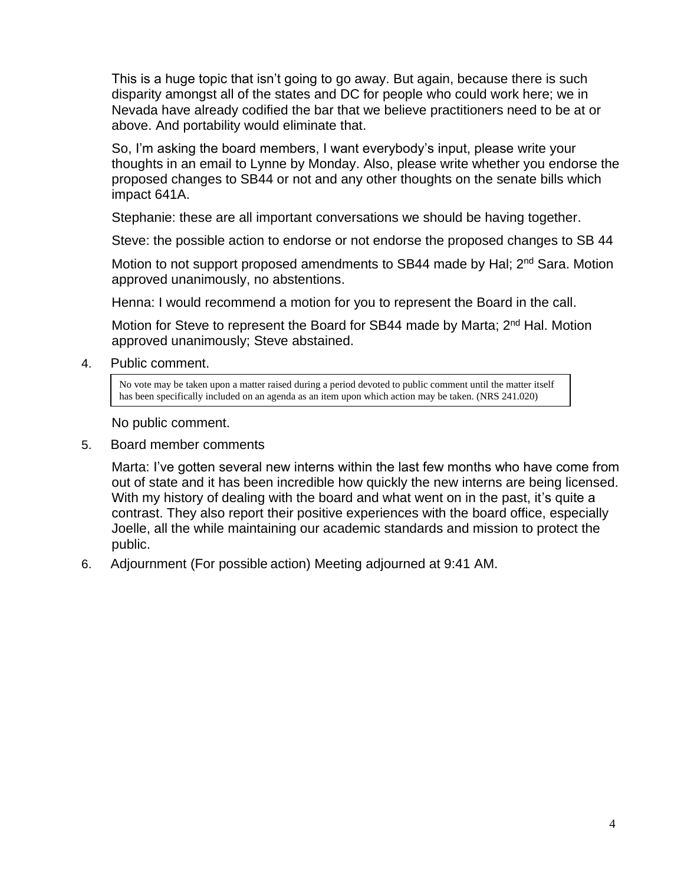This is a huge topic that isn't going to go away. But again, because there is such disparity amongst all of the states and DC for people who could work here; we in Nevada have already codified the bar that we believe practitioners need to be at or above. And portability would eliminate that.

So, I'm asking the board members, I want everybody's input, please write your thoughts in an email to Lynne by Monday. Also, please write whether you endorse the proposed changes to SB44 or not and any other thoughts on the senate bills which impact 641A.

Stephanie: these are all important conversations we should be having together.

Steve: the possible action to endorse or not endorse the proposed changes to SB 44

Motion to not support proposed amendments to SB44 made by Hal; 2nd Sara. Motion approved unanimously, no abstentions.

Henna: I would recommend a motion for you to represent the Board in the call.

Motion for Steve to represent the Board for SB44 made by Marta; 2nd Hal. Motion approved unanimously; Steve abstained.

4. Public comment.

> No vote may be taken upon a matter raised during a period devoted to public comment until the matter itself has been specifically included on an agenda as an item upon which action may be taken. (NRS 241.020)

No public comment.

5. Board member comments

Marta: I've gotten several new interns within the last few months who have come from out of state and it has been incredible how quickly the new interns are being licensed. With my history of dealing with the board and what went on in the past, it's quite a contrast. They also report their positive experiences with the board office, especially Joelle, all the while maintaining our academic standards and mission to protect the public.

6. Adjournment (For possible action) Meeting adjourned at 9:41 AM.